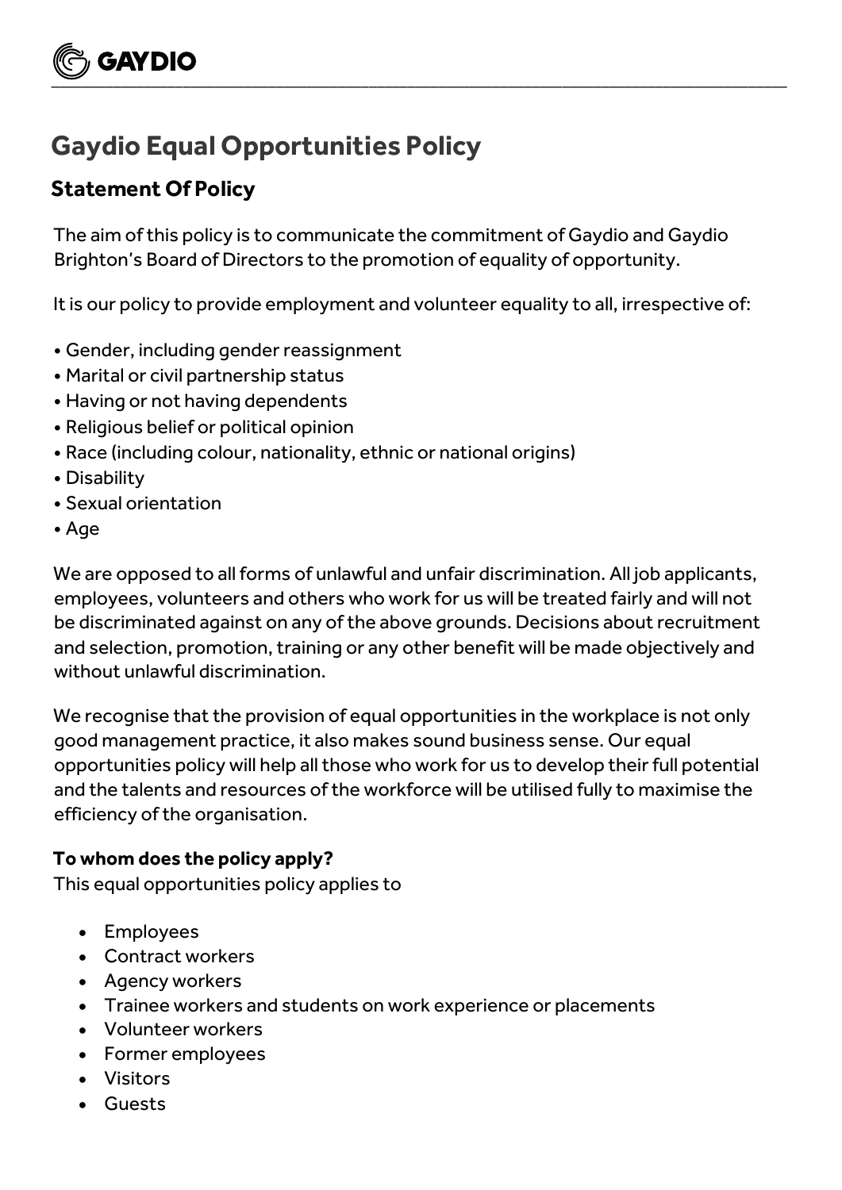# Gaydio Equal Opportunities Policy

## Statement Of Policy

The aim of this policy is to communicate the commitment of Gaydio and Gaydio Brighton's Board of Directors to the promotion of equality of opportunity.

It is our policy to provide employment and volunteer equality to all, irrespective of:

- Gender, including gender reassignment
- Marital or civil partnership status
- Having or not having dependents
- Religious belief or political opinion
- Race (including colour, nationality, ethnic or national origins)
- Disability
- Sexual orientation
- Age

We are opposed to all forms of unlawful and unfair discrimination. All job applicants, employees, volunteers and others who work for us will be treated fairly and will not be discriminated against on any of the above grounds. Decisions about recruitment and selection, promotion, training or any other benefit will be made objectively and without unlawful discrimination.

We recognise that the provision of equal opportunities in the workplace is not only good management practice, it also makes sound business sense. Our equal opportunities policy will help all those who work for us to develop their full potential and the talents and resources of the workforce will be utilised fully to maximise the efficiency of the organisation.

**To whom does the policy apply?**

This equal opportunities policy applies to

- Employees
- Contract workers
- Agency workers
- Trainee workers and students on work experience or placements
- Volunteer workers
- Former employees
- Visitors
- Guests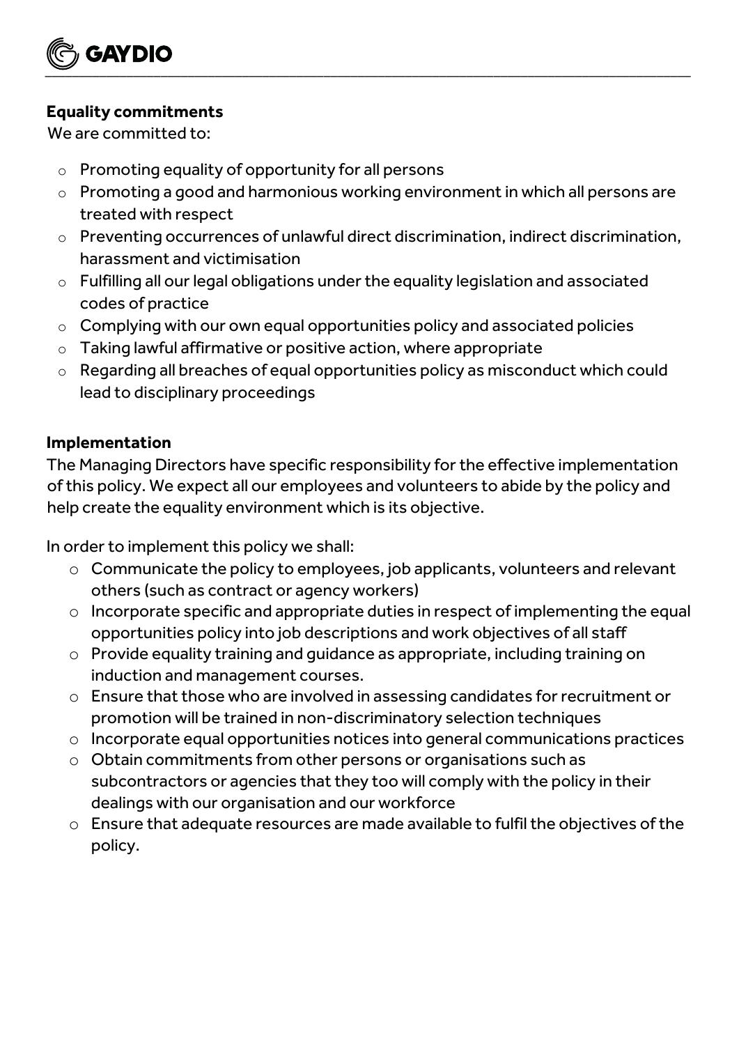**Equality commitments**

We are committed to:

- Promoting equality of opportunity for all persons
- Promoting a good and harmonious working environment in which all persons are treated with respect
- Preventing occurrences of unlawful direct discrimination, indirect discrimination, harassment and victimisation
- Fulfilling all our legal obligations under the equality legislation and associated codes of practice
- Complying with our own equal opportunities policy and associated policies
- Taking lawful affirmative or positive action, where appropriate
- Regarding all breaches of equal opportunities policy as misconduct which could lead to disciplinary proceedings

**Implementation**

The Managing Directors have specific responsibility for the effective implementation of this policy. We expect all our employees and volunteers to abide by the policy and help create the equality environment which is its objective.

In order to implement this policy we shall:

- Communicate the policy to employees, job applicants, volunteers and relevant others (such as contract or agency workers)
- Incorporate specific and appropriate duties in respect of implementing the equal opportunities policy into job descriptions and work objectives of all staff
- Provide equality training and guidance as appropriate, including training on induction and management courses.
- Ensure that those who are involved in assessing candidates for recruitment or promotion will be trained in non-discriminatory selection techniques
- Incorporate equal opportunities notices into general communications practices
- Obtain commitments from other persons or organisations such as subcontractors or agencies that they too will comply with the policy in their dealings with our organisation and our workforce
- Ensure that adequate resources are made available to fulfil the objectives of the policy.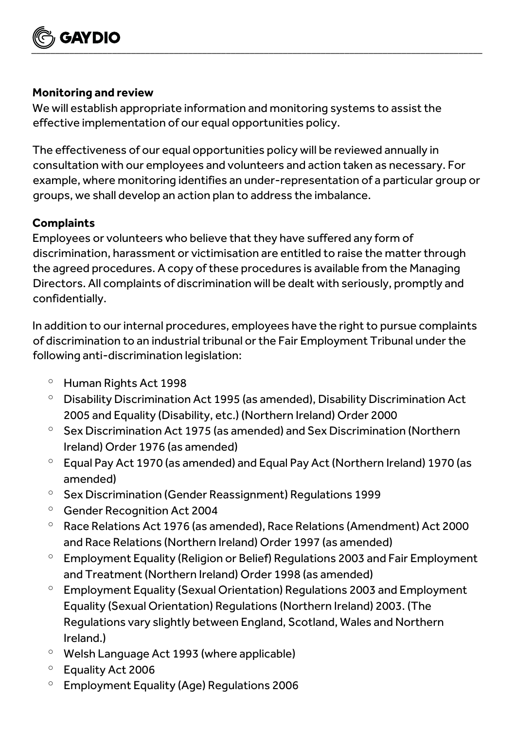**Monitoring and review**

We will establish appropriate information and monitoring systems to assist the effective implementation of our equal opportunities policy.

The effectiveness of our equal opportunities policy will be reviewed annually in consultation with our employees and volunteers and action taken as necessary. For example, where monitoring identifies an under-representation of a particular group or groups, we shall develop an action plan to address the imbalance.

**Complaints**

Employees or volunteers who believe that they have suffered any form of discrimination, harassment or victimisation are entitled to raise the matter through the agreed procedures. A copy of these procedures is available from the Managing Directors. All complaints of discrimination will be dealt with seriously, promptly and confidentially.

In addition to our internal procedures, employees have the right to pursue complaints of discrimination to an industrial tribunal or the Fair Employment Tribunal under the following anti-discrimination legislation:

- Human Rights Act 1998
- Disability Discrimination Act 1995 (as amended), Disability Discrimination Act 2005 and Equality (Disability, etc.) (Northern Ireland) Order 2000
- Sex Discrimination Act 1975 (as amended) and Sex Discrimination (Northern Ireland) Order 1976 (as amended)
- Equal Pay Act 1970 (as amended) and Equal Pay Act (Northern Ireland) 1970 (as amended)
- Sex Discrimination (Gender Reassignment) Regulations 1999
- Gender Recognition Act 2004
- Race Relations Act 1976 (as amended), Race Relations (Amendment) Act 2000 and Race Relations (Northern Ireland) Order 1997 (as amended)
- Employment Equality (Religion or Belief) Regulations 2003 and Fair Employment and Treatment (Northern Ireland) Order 1998 (as amended)
- Employment Equality (Sexual Orientation) Regulations 2003 and Employment Equality (Sexual Orientation) Regulations (Northern Ireland) 2003. (The Regulations vary slightly between England, Scotland, Wales and Northern Ireland.)
- Welsh Language Act 1993 (where applicable)
- Equality Act 2006
- Employment Equality (Age) Regulations 2006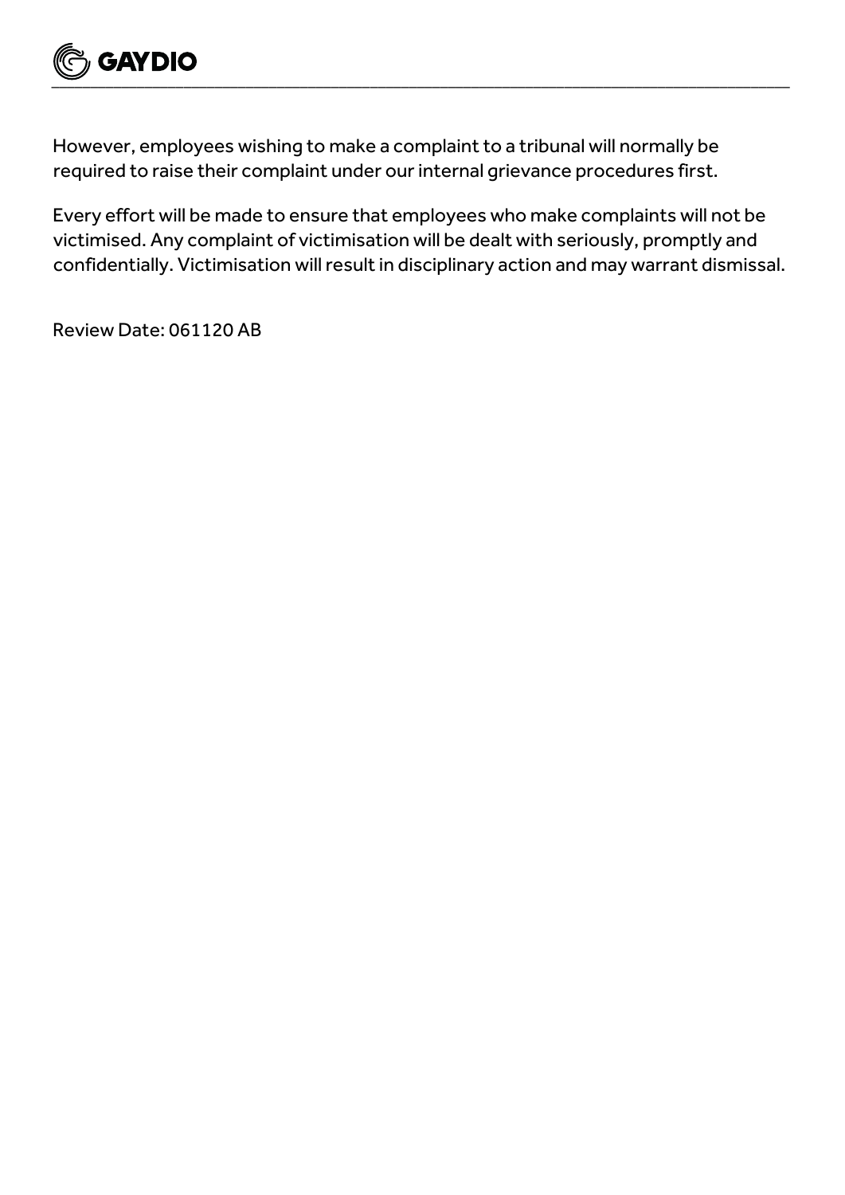However, employees wishing to make a complaint to a tribunal will normally be required to raise their complaint under our internal grievance procedures first.

Every effort will be made to ensure that employees who make complaints will not be victimised. Any complaint of victimisation will be dealt with seriously, promptly and confidentially. Victimisation will result in disciplinary action and may warrant dismissal.

Review Date: 061120 AB